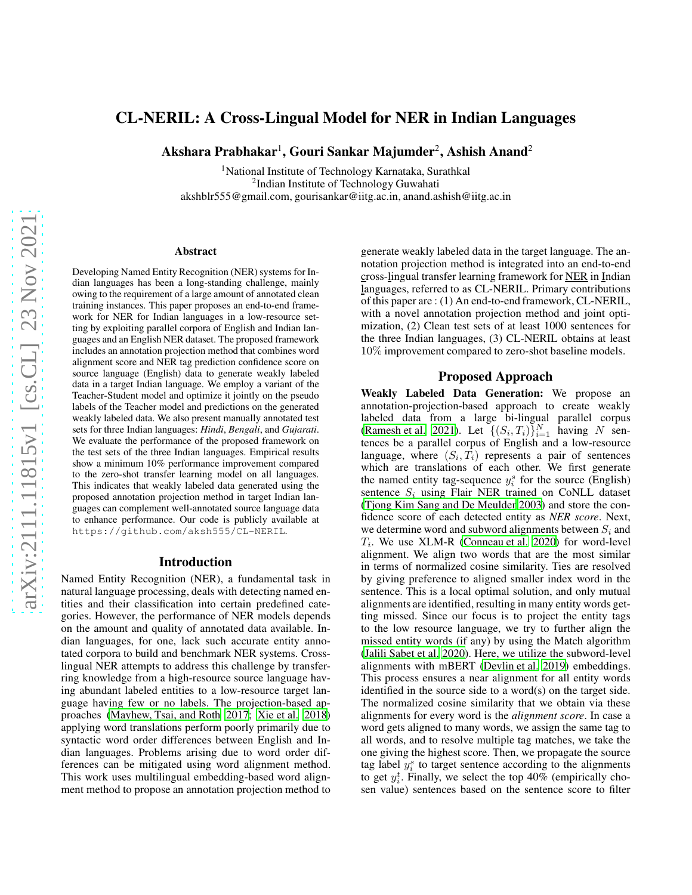# CL-NERIL: A Cross-Lingual Model for NER in Indian Languages

**Akshara Prabhakar**[1], **Gouri Sankar Majumder**[2], **Ashish Anand**[2]

[1]National Institute of Technology Karnataka, Surathkal
[2]Indian Institute of Technology Guwahati
akshblr555@gmail.com, gourisankar@iitg.ac.in, anand.ashish@iitg.ac.in

## Abstract

Developing Named Entity Recognition (NER) systems for Indian languages has been a long-standing challenge, mainly owing to the requirement of a large amount of annotated clean training instances. This paper proposes an end-to-end framework for NER for Indian languages in a low-resource setting by exploiting parallel corpora of English and Indian languages and an English NER dataset. The proposed framework includes an annotation projection method that combines word alignment score and NER tag prediction confidence score on source language (English) data to generate weakly labeled data in a target Indian language. We employ a variant of the Teacher-Student model and optimize it jointly on the pseudo labels of the Teacher model and predictions on the generated weakly labeled data. We also present manually annotated test sets for three Indian languages: *Hindi*, *Bengali*, and *Gujarati*. We evaluate the performance of the proposed framework on the test sets of the three Indian languages. Empirical results show a minimum 10% performance improvement compared to the zero-shot transfer learning model on all languages. This indicates that weakly labeled data generated using the proposed annotation projection method in target Indian languages can complement well-annotated source language data to enhance performance. Our code is publicly available at `https://github.com/aksh555/CL-NERIL`.

## Introduction

Named Entity Recognition (NER), a fundamental task in natural language processing, deals with detecting named entities and their classification into certain predefined categories. However, the performance of NER models depends on the amount and quality of annotated data available. Indian languages, for one, lack such accurate entity annotated corpora to build and benchmark NER systems. Cross-lingual NER attempts to address this challenge by transferring knowledge from a high-resource source language having abundant labeled entities to a low-resource target language having few or no labels. The projection-based approaches (Mayhew, Tsai, and Roth 2017; Xie et al. 2018) applying word translations perform poorly primarily due to syntactic word order differences between English and Indian languages. Problems arising due to word order differences can be mitigated using word alignment method. This work uses multilingual embedding-based word alignment method to propose an annotation projection method to generate weakly labeled data in the target language. The annotation projection method is integrated into an end-to-end cross-lingual transfer learning framework for NER in Indian languages, referred to as CL-NERIL. Primary contributions of this paper are : (1) An end-to-end framework, CL-NERIL, with a novel annotation projection method and joint optimization, (2) Clean test sets of at least 1000 sentences for the three Indian languages, (3) CL-NERIL obtains at least 10% improvement compared to zero-shot baseline models.

## Proposed Approach

**Weakly Labeled Data Generation:** We propose an annotation-projection-based approach to create weakly labeled data from a large bi-lingual parallel corpus (Ramesh et al. 2021). Let $\{(S_i, T_i)\}_{i=1}^{N}$ having $N$ sentences be a parallel corpus of English and a low-resource language, where $(S_i, T_i)$ represents a pair of sentences which are translations of each other. We first generate the named entity tag-sequence $y_i^s$ for the source (English) sentence $S_i$ using Flair NER trained on CoNLL dataset (Tjong Kim Sang and De Meulder 2003) and store the confidence score of each detected entity as *NER score*. Next, we determine word and subword alignments between $S_i$ and $T_i$. We use XLM-R (Conneau et al. 2020) for word-level alignment. We align two words that are the most similar in terms of normalized cosine similarity. Ties are resolved by giving preference to aligned smaller index word in the sentence. This is a local optimal solution, and only mutual alignments are identified, resulting in many entity words getting missed. Since our focus is to project the entity tags to the low resource language, we try to further align the missed entity words (if any) by using the Match algorithm (Jalili Sabet et al. 2020). Here, we utilize the subword-level alignments with mBERT (Devlin et al. 2019) embeddings. This process ensures a near alignment for all entity words identified in the source side to a word(s) on the target side. The normalized cosine similarity that we obtain via these alignments for every word is the *alignment score*. In case a word gets aligned to many words, we assign the same tag to all words, and to resolve multiple tag matches, we take the one giving the highest score. Then, we propagate the source tag label $y_i^s$ to target sentence according to the alignments to get $y_i^t$. Finally, we select the top 40% (empirically chosen value) sentences based on the sentence score to filter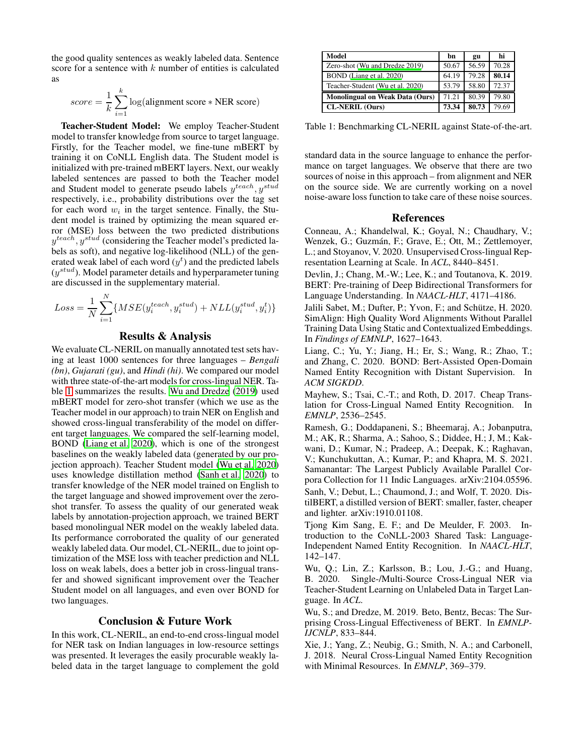the good quality sentences as weakly labeled data. Sentence score for a sentence with $k$ number of entities is calculated as

$$score = \frac{1}{k} \sum_{i=1}^{k} \log(\text{alignment score} * \text{NER score})$$

**Teacher-Student Model:** We employ Teacher-Student model to transfer knowledge from source to target language. Firstly, for the Teacher model, we fine-tune mBERT by training it on CoNLL English data. The Student model is initialized with pre-trained mBERT layers. Next, our weakly labeled sentences are passed to both the Teacher model and Student model to generate pseudo labels $y^{teach}, y^{stud}$ respectively, i.e., probability distributions over the tag set for each word $w_i$ in the target sentence. Finally, the Student model is trained by optimizing the mean squared error (MSE) loss between the two predicted distributions $y^{teach}, y^{stud}$ (considering the Teacher model's predicted labels as soft), and negative log-likelihood (NLL) of the generated weak label of each word ($y^t$) and the predicted labels ($y^{stud}$). Model parameter details and hyperparameter tuning are discussed in the supplementary material.

$$Loss = \frac{1}{N} \sum_{i=1}^{N} \{MSE(y_i^{teach}, y_i^{stud}) + NLL(y_i^{stud}, y_i^t)\}$$

## Results & Analysis

We evaluate CL-NERIL on manually annotated test sets having at least 1000 sentences for three languages – *Bengali (bn)*, *Gujarati (gu)*, and *Hindi (hi)*. We compared our model with three state-of-the-art models for cross-lingual NER. Table 1 summarizes the results. Wu and Dredze (2019) used mBERT model for zero-shot transfer (which we use as the Teacher model in our approach) to train NER on English and showed cross-lingual transferability of the model on different target languages. We compared the self-learning model, BOND (Liang et al. 2020), which is one of the strongest baselines on the weakly labeled data (generated by our projection approach). Teacher Student model (Wu et al. 2020) uses knowledge distillation method (Sanh et al. 2020) to transfer knowledge of the NER model trained on English to the target language and showed improvement over the zero-shot transfer. To assess the quality of our generated weak labels by annotation-projection approach, we trained BERT based monolingual NER model on the weakly labeled data. Its performance corroborated the quality of our generated weakly labeled data. Our model, CL-NERIL, due to joint optimization of the MSE loss with teacher prediction and NLL loss on weak labels, does a better job in cross-lingual transfer and showed significant improvement over the Teacher Student model on all languages, and even over BOND for two languages.

| Model | bn | gu | hi |
|---|---|---|---|
| Zero-shot (Wu and Dredze 2019) | 50.67 | 56.59 | 70.28 |
| BOND (Liang et al. 2020) | 64.19 | 79.28 | **80.14** |
| Teacher-Student (Wu et al. 2020) | 53.79 | 58.80 | 72.37 |
| **Monolingual on Weak Data (Ours)** | 71.21 | 80.39 | 79.80 |
| **CL-NERIL (Ours)** | **73.34** | **80.73** | 79.69 |

Table 1: Benchmarking CL-NERIL against State-of-the-art.

## Conclusion & Future Work

In this work, CL-NERIL, an end-to-end cross-lingual model for NER task on Indian languages in low-resource settings was presented. It leverages the easily procurable weakly labeled data in the target language to complement the gold standard data in the source language to enhance the performance on target languages. We observe that there are two sources of noise in this approach – from alignment and NER on the source side. We are currently working on a novel noise-aware loss function to take care of these noise sources.

## References

Conneau, A.; Khandelwal, K.; Goyal, N.; Chaudhary, V.; Wenzek, G.; Guzmán, F.; Grave, E.; Ott, M.; Zettlemoyer, L.; and Stoyanov, V. 2020. Unsupervised Cross-lingual Representation Learning at Scale. In *ACL*, 8440–8451.

Devlin, J.; Chang, M.-W.; Lee, K.; and Toutanova, K. 2019. BERT: Pre-training of Deep Bidirectional Transformers for Language Understanding. In *NAACL-HLT*, 4171–4186.

Jalili Sabet, M.; Dufter, P.; Yvon, F.; and Schütze, H. 2020. SimAlign: High Quality Word Alignments Without Parallel Training Data Using Static and Contextualized Embeddings. In *Findings of EMNLP*, 1627–1643.

Liang, C.; Yu, Y.; Jiang, H.; Er, S.; Wang, R.; Zhao, T.; and Zhang, C. 2020. BOND: Bert-Assisted Open-Domain Named Entity Recognition with Distant Supervision. In *ACM SIGKDD*.

Mayhew, S.; Tsai, C.-T.; and Roth, D. 2017. Cheap Translation for Cross-Lingual Named Entity Recognition. In *EMNLP*, 2536–2545.

Ramesh, G.; Doddapaneni, S.; Bheemaraj, A.; Jobanputra, M.; AK, R.; Sharma, A.; Sahoo, S.; Diddee, H.; J, M.; Kakwani, D.; Kumar, N.; Pradeep, A.; Deepak, K.; Raghavan, V.; Kunchukuttan, A.; Kumar, P.; and Khapra, M. S. 2021. Samanantar: The Largest Publicly Available Parallel Corpora Collection for 11 Indic Languages. arXiv:2104.05596.

Sanh, V.; Debut, L.; Chaumond, J.; and Wolf, T. 2020. DistilBERT, a distilled version of BERT: smaller, faster, cheaper and lighter. arXiv:1910.01108.

Tjong Kim Sang, E. F.; and De Meulder, F. 2003. Introduction to the CoNLL-2003 Shared Task: Language-Independent Named Entity Recognition. In *NAACL-HLT*, 142–147.

Wu, Q.; Lin, Z.; Karlsson, B.; Lou, J.-G.; and Huang, B. 2020. Single-/Multi-Source Cross-Lingual NER via Teacher-Student Learning on Unlabeled Data in Target Language. In *ACL*.

Wu, S.; and Dredze, M. 2019. Beto, Bentz, Becas: The Surprising Cross-Lingual Effectiveness of BERT. In *EMNLP-IJCNLP*, 833–844.

Xie, J.; Yang, Z.; Neubig, G.; Smith, N. A.; and Carbonell, J. 2018. Neural Cross-Lingual Named Entity Recognition with Minimal Resources. In *EMNLP*, 369–379.